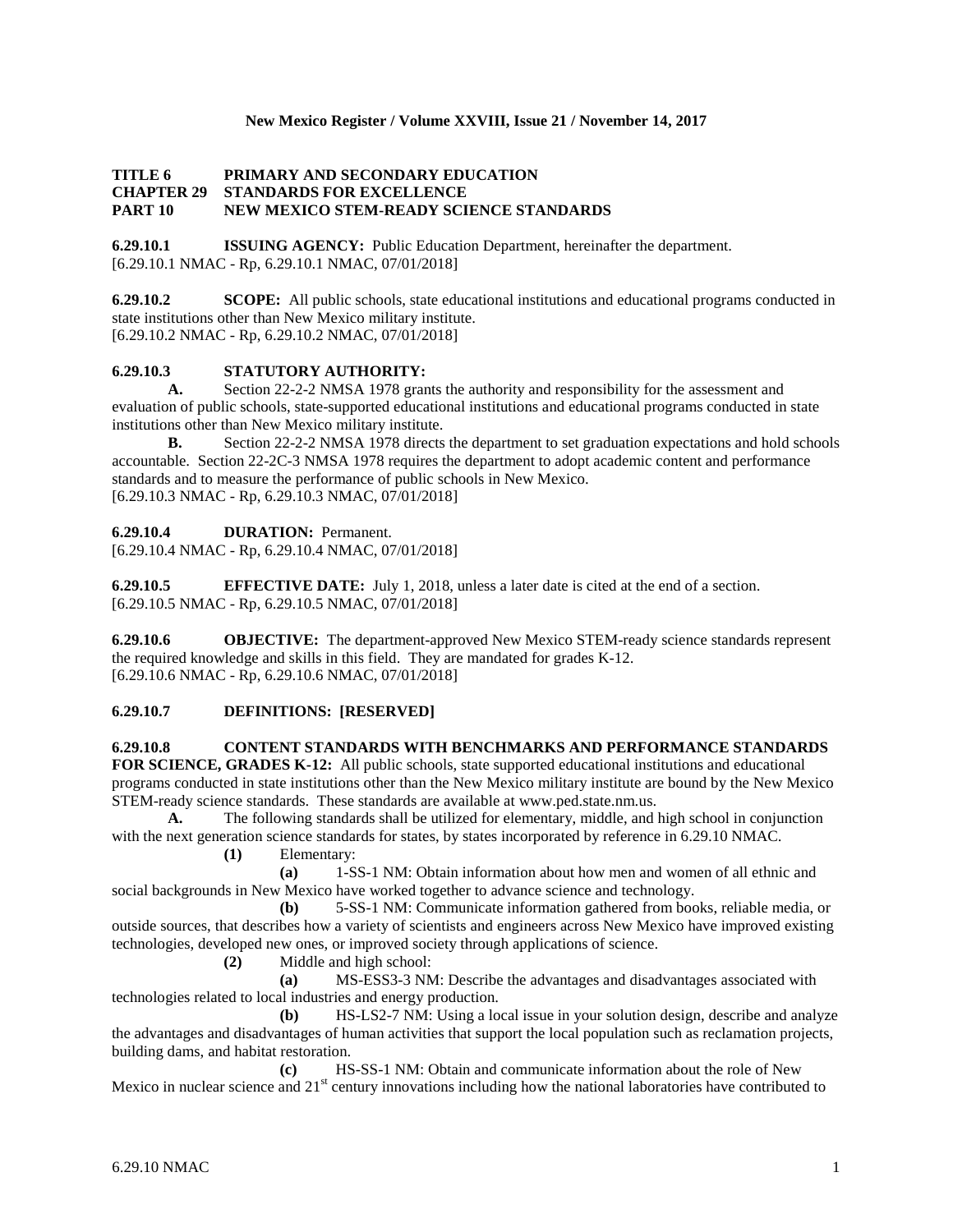**TITLE 6 PRIMARY AND SECONDARY EDUCATION**
**CHAPTER 29 STANDARDS FOR EXCELLENCE**
**PART 10 NEW MEXICO STEM-READY SCIENCE STANDARDS**

**6.29.10.1 ISSUING AGENCY:** Public Education Department, hereinafter the department.
[6.29.10.1 NMAC - Rp, 6.29.10.1 NMAC, 07/01/2018]

**6.29.10.2 SCOPE:** All public schools, state educational institutions and educational programs conducted in state institutions other than New Mexico military institute.
[6.29.10.2 NMAC - Rp, 6.29.10.2 NMAC, 07/01/2018]

**6.29.10.3 STATUTORY AUTHORITY:**

**A.** Section 22-2-2 NMSA 1978 grants the authority and responsibility for the assessment and evaluation of public schools, state-supported educational institutions and educational programs conducted in state institutions other than New Mexico military institute.

**B.** Section 22-2-2 NMSA 1978 directs the department to set graduation expectations and hold schools accountable. Section 22-2C-3 NMSA 1978 requires the department to adopt academic content and performance standards and to measure the performance of public schools in New Mexico.
[6.29.10.3 NMAC - Rp, 6.29.10.3 NMAC, 07/01/2018]

**6.29.10.4 DURATION:** Permanent.
[6.29.10.4 NMAC - Rp, 6.29.10.4 NMAC, 07/01/2018]

**6.29.10.5 EFFECTIVE DATE:** July 1, 2018, unless a later date is cited at the end of a section.
[6.29.10.5 NMAC - Rp, 6.29.10.5 NMAC, 07/01/2018]

**6.29.10.6 OBJECTIVE:** The department-approved New Mexico STEM-ready science standards represent the required knowledge and skills in this field. They are mandated for grades K-12.
[6.29.10.6 NMAC - Rp, 6.29.10.6 NMAC, 07/01/2018]

**6.29.10.7 DEFINITIONS: [RESERVED]**

**6.29.10.8 CONTENT STANDARDS WITH BENCHMARKS AND PERFORMANCE STANDARDS FOR SCIENCE, GRADES K-12:** All public schools, state supported educational institutions and educational programs conducted in state institutions other than the New Mexico military institute are bound by the New Mexico STEM-ready science standards. These standards are available at www.ped.state.nm.us.

**A.** The following standards shall be utilized for elementary, middle, and high school in conjunction with the next generation science standards for states, by states incorporated by reference in 6.29.10 NMAC.

**(1)** Elementary:

**(a)** 1-SS-1 NM: Obtain information about how men and women of all ethnic and social backgrounds in New Mexico have worked together to advance science and technology.

**(b)** 5-SS-1 NM: Communicate information gathered from books, reliable media, or outside sources, that describes how a variety of scientists and engineers across New Mexico have improved existing technologies, developed new ones, or improved society through applications of science.

**(2)** Middle and high school:

**(a)** MS-ESS3-3 NM: Describe the advantages and disadvantages associated with technologies related to local industries and energy production.

**(b)** HS-LS2-7 NM: Using a local issue in your solution design, describe and analyze the advantages and disadvantages of human activities that support the local population such as reclamation projects, building dams, and habitat restoration.

**(c)** HS-SS-1 NM: Obtain and communicate information about the role of New Mexico in nuclear science and 21st century innovations including how the national laboratories have contributed to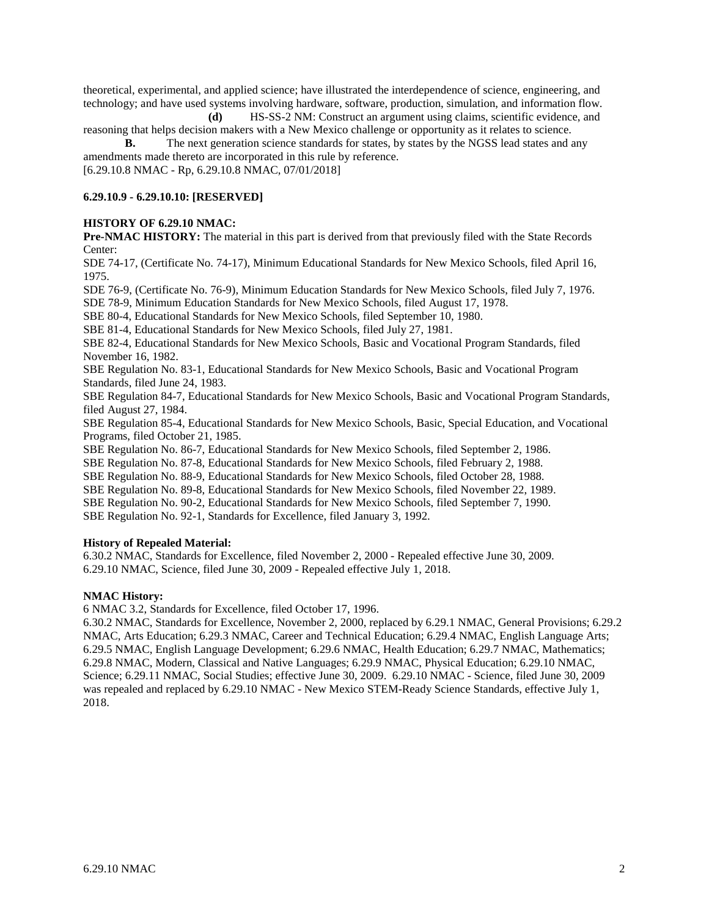theoretical, experimental, and applied science; have illustrated the interdependence of science, engineering, and technology; and have used systems involving hardware, software, production, simulation, and information flow.

**(d)** HS-SS-2 NM: Construct an argument using claims, scientific evidence, and reasoning that helps decision makers with a New Mexico challenge or opportunity as it relates to science.

**B.** The next generation science standards for states, by states by the NGSS lead states and any amendments made thereto are incorporated in this rule by reference.

[6.29.10.8 NMAC - Rp, 6.29.10.8 NMAC, 07/01/2018]

**6.29.10.9 - 6.29.10.10: [RESERVED]**

**HISTORY OF 6.29.10 NMAC:**

**Pre-NMAC HISTORY:** The material in this part is derived from that previously filed with the State Records Center:

SDE 74-17, (Certificate No. 74-17), Minimum Educational Standards for New Mexico Schools, filed April 16, 1975.

SDE 76-9, (Certificate No. 76-9), Minimum Education Standards for New Mexico Schools, filed July 7, 1976.

SDE 78-9, Minimum Education Standards for New Mexico Schools, filed August 17, 1978.

SBE 80-4, Educational Standards for New Mexico Schools, filed September 10, 1980.

SBE 81-4, Educational Standards for New Mexico Schools, filed July 27, 1981.

SBE 82-4, Educational Standards for New Mexico Schools, Basic and Vocational Program Standards, filed November 16, 1982.

SBE Regulation No. 83-1, Educational Standards for New Mexico Schools, Basic and Vocational Program Standards, filed June 24, 1983.

SBE Regulation 84-7, Educational Standards for New Mexico Schools, Basic and Vocational Program Standards, filed August 27, 1984.

SBE Regulation 85-4, Educational Standards for New Mexico Schools, Basic, Special Education, and Vocational Programs, filed October 21, 1985.

SBE Regulation No. 86-7, Educational Standards for New Mexico Schools, filed September 2, 1986.

SBE Regulation No. 87-8, Educational Standards for New Mexico Schools, filed February 2, 1988.

SBE Regulation No. 88-9, Educational Standards for New Mexico Schools, filed October 28, 1988.

SBE Regulation No. 89-8, Educational Standards for New Mexico Schools, filed November 22, 1989.

SBE Regulation No. 90-2, Educational Standards for New Mexico Schools, filed September 7, 1990.

SBE Regulation No. 92-1, Standards for Excellence, filed January 3, 1992.

**History of Repealed Material:**

6.30.2 NMAC, Standards for Excellence, filed November 2, 2000 - Repealed effective June 30, 2009.

6.29.10 NMAC, Science, filed June 30, 2009 - Repealed effective July 1, 2018.

**NMAC History:**

6 NMAC 3.2, Standards for Excellence, filed October 17, 1996.

6.30.2 NMAC, Standards for Excellence, November 2, 2000, replaced by 6.29.1 NMAC, General Provisions; 6.29.2 NMAC, Arts Education; 6.29.3 NMAC, Career and Technical Education; 6.29.4 NMAC, English Language Arts; 6.29.5 NMAC, English Language Development; 6.29.6 NMAC, Health Education; 6.29.7 NMAC, Mathematics; 6.29.8 NMAC, Modern, Classical and Native Languages; 6.29.9 NMAC, Physical Education; 6.29.10 NMAC, Science; 6.29.11 NMAC, Social Studies; effective June 30, 2009. 6.29.10 NMAC - Science, filed June 30, 2009 was repealed and replaced by 6.29.10 NMAC - New Mexico STEM-Ready Science Standards, effective July 1, 2018.